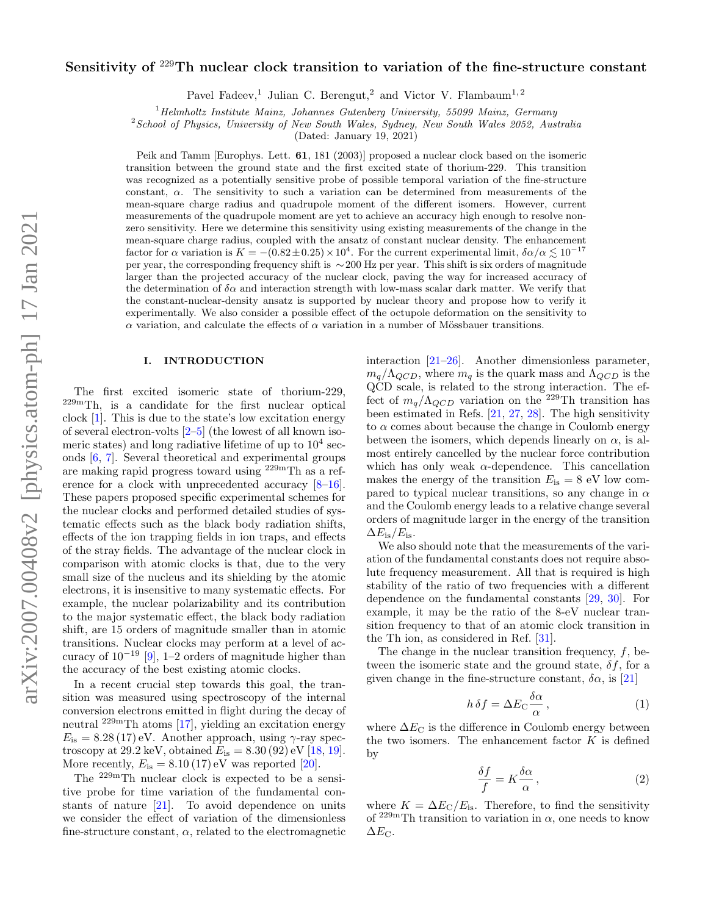# Sensitivity of $^{229}$Th nuclear clock transition to variation of the fine-structure constant

Pavel Fadeev,[1] Julian C. Berengut,[2] and Victor V. Flambaum[1,2]

[1] *Helmholtz Institute Mainz, Johannes Gutenberg University, 55099 Mainz, Germany*
[2] *School of Physics, University of New South Wales, Sydney, New South Wales 2052, Australia*

(Dated: January 19, 2021)

Peik and Tamm [Europhys. Lett. **61**, 181 (2003)] proposed a nuclear clock based on the isomeric transition between the ground state and the first excited state of thorium-229. This transition was recognized as a potentially sensitive probe of possible temporal variation of the fine-structure constant, $\alpha$. The sensitivity to such a variation can be determined from measurements of the mean-square charge radius and quadrupole moment of the different isomers. However, current measurements of the quadrupole moment are yet to achieve an accuracy high enough to resolve non-zero sensitivity. Here we determine this sensitivity using existing measurements of the change in the mean-square charge radius, coupled with the ansatz of constant nuclear density. The enhancement factor for $\alpha$ variation is $K = -(0.82 \pm 0.25) \times 10^4$. For the current experimental limit, $\delta\alpha/\alpha \lesssim 10^{-17}$ per year, the corresponding frequency shift is $\sim$200 Hz per year. This shift is six orders of magnitude larger than the projected accuracy of the nuclear clock, paving the way for increased accuracy of the determination of $\delta\alpha$ and interaction strength with low-mass scalar dark matter. We verify that the constant-nuclear-density ansatz is supported by nuclear theory and propose how to verify it experimentally. We also consider a possible effect of the octupole deformation on the sensitivity to $\alpha$ variation, and calculate the effects of $\alpha$ variation in a number of Mössbauer transitions.

## I. INTRODUCTION

The first excited isomeric state of thorium-229, $^{229\mathrm{m}}$Th, is a candidate for the first nuclear optical clock [1]. This is due to the state's low excitation energy of several electron-volts [2–5] (the lowest of all known isomeric states) and long radiative lifetime of up to $10^4$ seconds [6, 7]. Several theoretical and experimental groups are making rapid progress toward using $^{229\mathrm{m}}$Th as a reference for a clock with unprecedented accuracy [8–16]. These papers proposed specific experimental schemes for the nuclear clocks and performed detailed studies of systematic effects such as the black body radiation shifts, effects of the ion trapping fields in ion traps, and effects of the stray fields. The advantage of the nuclear clock in comparison with atomic clocks is that, due to the very small size of the nucleus and its shielding by the atomic electrons, it is insensitive to many systematic effects. For example, the nuclear polarizability and its contribution to the major systematic effect, the black body radiation shift, are 15 orders of magnitude smaller than in atomic transitions. Nuclear clocks may perform at a level of accuracy of $10^{-19}$ [9], 1–2 orders of magnitude higher than the accuracy of the best existing atomic clocks.

In a recent crucial step towards this goal, the transition was measured using spectroscopy of the internal conversion electrons emitted in flight during the decay of neutral $^{229\mathrm{m}}$Th atoms [17], yielding an excitation energy $E_{\mathrm{is}} = 8.28\,(17)\,\mathrm{eV}$. Another approach, using $\gamma$-ray spectroscopy at 29.2 keV, obtained $E_{\mathrm{is}} = 8.30\,(92)\,\mathrm{eV}$ [18, 19]. More recently, $E_{\mathrm{is}} = 8.10\,(17)\,\mathrm{eV}$ was reported [20].

The $^{229\mathrm{m}}$Th nuclear clock is expected to be a sensitive probe for time variation of the fundamental constants of nature [21]. To avoid dependence on units we consider the effect of variation of the dimensionless fine-structure constant, $\alpha$, related to the electromagnetic interaction [21–26]. Another dimensionless parameter, $m_q/\Lambda_{QCD}$, where $m_q$ is the quark mass and $\Lambda_{QCD}$ is the QCD scale, is related to the strong interaction. The effect of $m_q/\Lambda_{QCD}$ variation on the $^{229}$Th transition has been estimated in Refs. [21, 27, 28]. The high sensitivity to $\alpha$ comes about because the change in Coulomb energy between the isomers, which depends linearly on $\alpha$, is almost entirely cancelled by the nuclear force contribution which has only weak $\alpha$-dependence. This cancellation makes the energy of the transition $E_{\mathrm{is}} = 8$ eV low compared to typical nuclear transitions, so any change in $\alpha$ and the Coulomb energy leads to a relative change several orders of magnitude larger in the energy of the transition $\Delta E_{\mathrm{is}}/E_{\mathrm{is}}$.

We also should note that the measurements of the variation of the fundamental constants does not require absolute frequency measurement. All that is required is high stability of the ratio of two frequencies with a different dependence on the fundamental constants [29, 30]. For example, it may be the ratio of the 8-eV nuclear transition frequency to that of an atomic clock transition in the Th ion, as considered in Ref. [31].

The change in the nuclear transition frequency, $f$, between the isomeric state and the ground state, $\delta f$, for a given change in the fine-structure constant, $\delta\alpha$, is [21]

$$h\,\delta f = \Delta E_{\mathrm{C}} \frac{\delta\alpha}{\alpha}\,, \tag{1}$$

where $\Delta E_{\mathrm{C}}$ is the difference in Coulomb energy between the two isomers. The enhancement factor $K$ is defined by

$$\frac{\delta f}{f} = K \frac{\delta\alpha}{\alpha}\,, \tag{2}$$

where $K = \Delta E_{\mathrm{C}}/E_{\mathrm{is}}$. Therefore, to find the sensitivity of $^{229\mathrm{m}}$Th transition to variation in $\alpha$, one needs to know $\Delta E_{\mathrm{C}}$.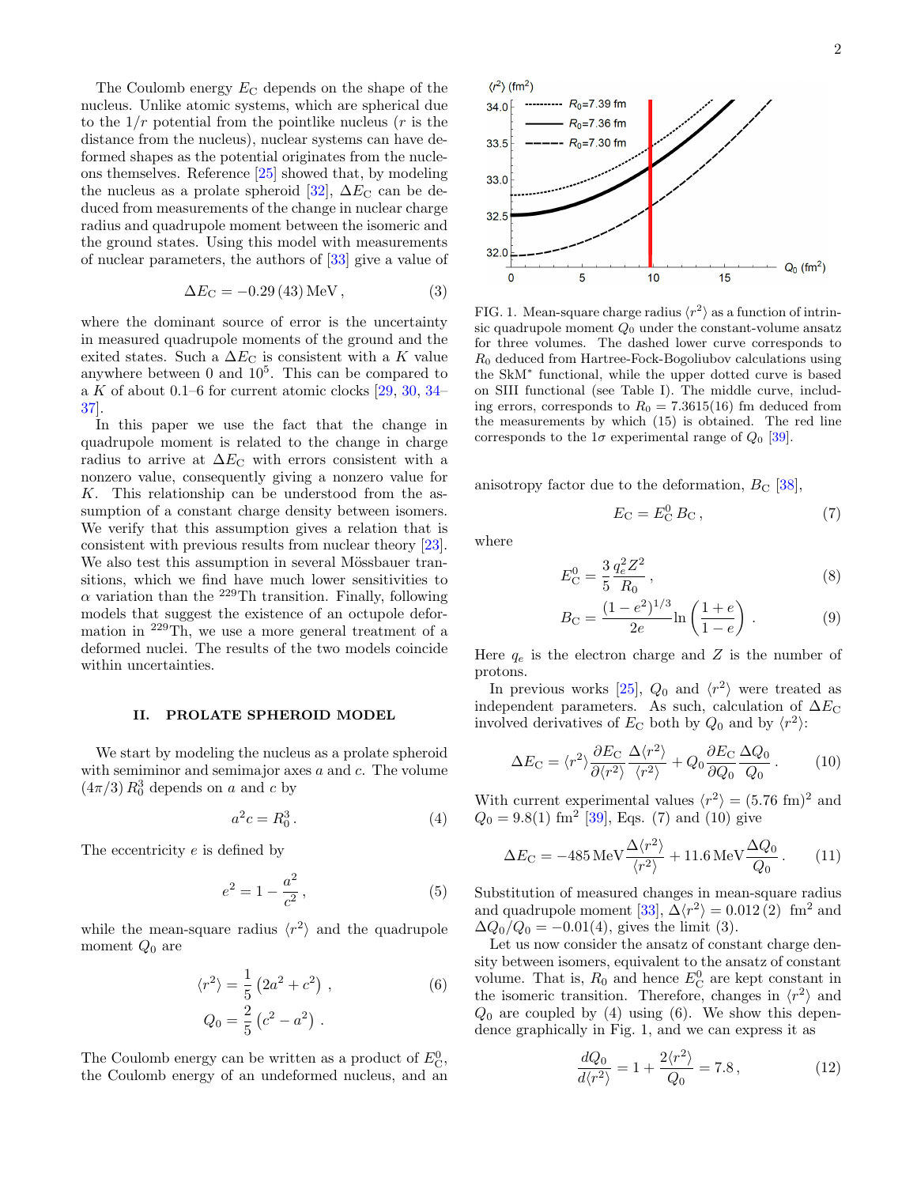The Coulomb energy $E_C$ depends on the shape of the nucleus. Unlike atomic systems, which are spherical due to the $1/r$ potential from the pointlike nucleus ($r$ is the distance from the nucleus), nuclear systems can have deformed shapes as the potential originates from the nucleons themselves. Reference [25] showed that, by modeling the nucleus as a prolate spheroid [32], $\Delta E_C$ can be deduced from measurements of the change in nuclear charge radius and quadrupole moment between the isomeric and the ground states. Using this model with measurements of nuclear parameters, the authors of [33] give a value of

$$\Delta E_C = -0.29\,(43)\,\text{MeV}\,, \tag{3}$$

where the dominant source of error is the uncertainty in measured quadrupole moments of the ground and the exited states. Such a $\Delta E_C$ is consistent with a $K$ value anywhere between 0 and $10^5$. This can be compared to a $K$ of about 0.1–6 for current atomic clocks [29, 30, 34–37].

In this paper we use the fact that the change in quadrupole moment is related to the change in charge radius to arrive at $\Delta E_C$ with errors consistent with a nonzero value, consequently giving a nonzero value for $K$. This relationship can be understood from the assumption of a constant charge density between isomers. We verify that this assumption gives a relation that is consistent with previous results from nuclear theory [23]. We also test this assumption in several Mössbauer transitions, which we find have much lower sensitivities to $\alpha$ variation than the $^{229}$Th transition. Finally, following models that suggest the existence of an octupole deformation in $^{229}$Th, we use a more general treatment of a deformed nuclei. The results of the two models coincide within uncertainties.

## II. PROLATE SPHEROID MODEL

We start by modeling the nucleus as a prolate spheroid with semiminor and semimajor axes $a$ and $c$. The volume $(4\pi/3)\,R_0^3$ depends on $a$ and $c$ by

$$a^2 c = R_0^3\,. \tag{4}$$

The eccentricity $e$ is defined by

$$e^2 = 1 - \frac{a^2}{c^2}\,, \tag{5}$$

while the mean-square radius $\langle r^2\rangle$ and the quadrupole moment $Q_0$ are

$$\langle r^2\rangle = \frac{1}{5}\left(2a^2 + c^2\right)\,, \tag{6}$$

$$Q_0 = \frac{2}{5}\left(c^2 - a^2\right)\,.$$

The Coulomb energy can be written as a product of $E_C^0$, the Coulomb energy of an undeformed nucleus, and an anisotropy factor due to the deformation, $B_C$ [38],

FIG. 1. Mean-square charge radius $\langle r^2\rangle$ as a function of intrinsic quadrupole moment $Q_0$ under the constant-volume ansatz for three volumes. The dashed lower curve corresponds to $R_0$ deduced from Hartree-Fock-Bogoliubov calculations using the SkM* functional, while the upper dotted curve is based on SIII functional (see Table I). The middle curve, including errors, corresponds to $R_0 = 7.3615(16)$ fm deduced from the measurements by which (15) is obtained. The red line corresponds to the $1\sigma$ experimental range of $Q_0$ [39].

$$E_C = E_C^0\, B_C\,, \tag{7}$$

where

$$E_C^0 = \frac{3}{5}\frac{q_e^2 Z^2}{R_0}\,, \tag{8}$$

$$B_C = \frac{(1-e^2)^{1/3}}{2e}\ln\left(\frac{1+e}{1-e}\right)\,. \tag{9}$$

Here $q_e$ is the electron charge and $Z$ is the number of protons.

In previous works [25], $Q_0$ and $\langle r^2\rangle$ were treated as independent parameters. As such, calculation of $\Delta E_C$ involved derivatives of $E_C$ both by $Q_0$ and by $\langle r^2\rangle$:

$$\Delta E_C = \langle r^2\rangle \frac{\partial E_C}{\partial\langle r^2\rangle}\frac{\Delta\langle r^2\rangle}{\langle r^2\rangle} + Q_0\frac{\partial E_C}{\partial Q_0}\frac{\Delta Q_0}{Q_0}\,. \tag{10}$$

With current experimental values $\langle r^2\rangle = (5.76\text{ fm})^2$ and $Q_0 = 9.8(1)$ fm$^2$ [39], Eqs. (7) and (10) give

$$\Delta E_C = -485\,\text{MeV}\frac{\Delta\langle r^2\rangle}{\langle r^2\rangle} + 11.6\,\text{MeV}\frac{\Delta Q_0}{Q_0}\,. \tag{11}$$

Substitution of measured changes in mean-square radius and quadrupole moment [33], $\Delta\langle r^2\rangle = 0.012\,(2)$ fm$^2$ and $\Delta Q_0/Q_0 = -0.01(4)$, gives the limit (3).

Let us now consider the ansatz of constant charge density between isomers, equivalent to the ansatz of constant volume. That is, $R_0$ and hence $E_C^0$ are kept constant in the isomeric transition. Therefore, changes in $\langle r^2\rangle$ and $Q_0$ are coupled by (4) using (6). We show this dependence graphically in Fig. 1, and we can express it as

$$\frac{dQ_0}{d\langle r^2\rangle} = 1 + \frac{2\langle r^2\rangle}{Q_0} = 7.8\,, \tag{12}$$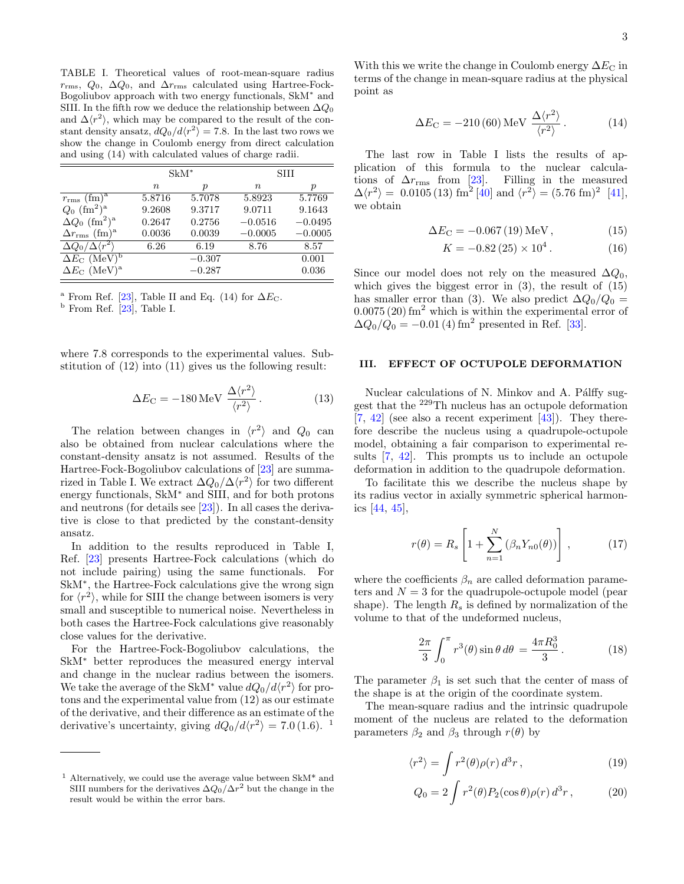TABLE I. Theoretical values of root-mean-square radius $r_{\rm rms}$, $Q_0$, $\Delta Q_0$, and $\Delta r_{\rm rms}$ calculated using Hartree-Fock-Bogoliubov approach with two energy functionals, SkM* and SIII. In the fifth row we deduce the relationship between $\Delta Q_0$ and $\Delta\langle r^2\rangle$, which may be compared to the result of the constant density ansatz, $dQ_0/d\langle r^2\rangle = 7.8$. In the last two rows we show the change in Coulomb energy from direct calculation and using (14) with calculated values of charge radii.

| | SkM* | | SIII | |
|---|---|---|---|---|
| | $n$ | $p$ | $n$ | $p$ |
| $r_{\rm rms}$ (fm)[a] | 5.8716 | 5.7078 | 5.8923 | 5.7769 |
| $Q_0$ (fm$^2$)[a] | 9.2608 | 9.3717 | 9.0711 | 9.1643 |
| $\Delta Q_0$ (fm$^2$)[a] | 0.2647 | 0.2756 | −0.0516 | −0.0495 |
| $\Delta r_{\rm rms}$ (fm)[a] | 0.0036 | 0.0039 | −0.0005 | −0.0005 |
| $\Delta Q_0/\Delta\langle r^2\rangle$ | 6.26 | 6.19 | 8.76 | 8.57 |
| $\Delta E_{\rm C}$ (MeV)[b] | | −0.307 | | 0.001 |
| $\Delta E_{\rm C}$ (MeV)[a] | | −0.287 | | 0.036 |

[a] From Ref. [23], Table II and Eq. (14) for $\Delta E_{\rm C}$.
[b] From Ref. [23], Table I.

where 7.8 corresponds to the experimental values. Substitution of (12) into (11) gives us the following result:

$$\Delta E_{\rm C} = -180\,\text{MeV}\,\frac{\Delta\langle r^2\rangle}{\langle r^2\rangle}\,. \qquad (13)$$

The relation between changes in $\langle r^2\rangle$ and $Q_0$ can also be obtained from nuclear calculations where the constant-density ansatz is not assumed. Results of the Hartree-Fock-Bogoliubov calculations of [23] are summarized in Table I. We extract $\Delta Q_0/\Delta\langle r^2\rangle$ for two different energy functionals, SkM* and SIII, and for both protons and neutrons (for details see [23]). In all cases the derivative is close to that predicted by the constant-density ansatz.

In addition to the results reproduced in Table I, Ref. [23] presents Hartree-Fock calculations (which do not include pairing) using the same functionals. For SkM*, the Hartree-Fock calculations give the wrong sign for $\langle r^2\rangle$, while for SIII the change between isomers is very small and susceptible to numerical noise. Nevertheless in both cases the Hartree-Fock calculations give reasonably close values for the derivative.

For the Hartree-Fock-Bogoliubov calculations, the SkM* better reproduces the measured energy interval and change in the nuclear radius between the isomers. We take the average of the SkM* value $dQ_0/d\langle r^2\rangle$ for protons and the experimental value from (12) as our estimate of the derivative, and their difference as an estimate of the derivative's uncertainty, giving $dQ_0/d\langle r^2\rangle = 7.0\,(1.6)$. [1]

[1] Alternatively, we could use the average value between SkM* and SIII numbers for the derivatives $\Delta Q_0/\Delta r^2$ but the change in the result would be within the error bars.

With this we write the change in Coulomb energy $\Delta E_{\rm C}$ in terms of the change in mean-square radius at the physical point as

$$\Delta E_{\rm C} = -210\,(60)\,\text{MeV}\,\frac{\Delta\langle r^2\rangle}{\langle r^2\rangle}\,. \qquad (14)$$

The last row in Table I lists the results of application of this formula to the nuclear calculations of $\Delta r_{\rm rms}$ from [23]. Filling in the measured $\Delta\langle r^2\rangle = 0.0105\,(13)$ fm$^2$ [40] and $\langle r^2\rangle = (5.76\text{ fm})^2$ [41], we obtain

$$\Delta E_{\rm C} = -0.067\,(19)\,\text{MeV}\,, \qquad (15)$$

$$K = -0.82\,(25)\times 10^4\,. \qquad (16)$$

Since our model does not rely on the measured $\Delta Q_0$, which gives the biggest error in (3), the result of (15) has smaller error than (3). We also predict $\Delta Q_0/Q_0 = 0.0075\,(20)\,\text{fm}^2$ which is within the experimental error of $\Delta Q_0/Q_0 = -0.01\,(4)\,\text{fm}^2$ presented in Ref. [33].

## III. EFFECT OF OCTUPOLE DEFORMATION

Nuclear calculations of N. Minkov and A. Pálffy suggest that the $^{229}$Th nucleus has an octupole deformation [7, 42] (see also a recent experiment [43]). They therefore describe the nucleus using a quadrupole-octupole model, obtaining a fair comparison to experimental results [7, 42]. This prompts us to include an octupole deformation in addition to the quadrupole deformation.

To facilitate this we describe the nucleus shape by its radius vector in axially symmetric spherical harmonics [44, 45],

$$r(\theta) = R_s\left[1 + \sum_{n=1}^{N}\left(\beta_n Y_{n0}(\theta)\right)\right]\,, \qquad (17)$$

where the coefficients $\beta_n$ are called deformation parameters and $N = 3$ for the quadrupole-octupole model (pear shape). The length $R_s$ is defined by normalization of the volume to that of the undeformed nucleus,

$$\frac{2\pi}{3}\int_0^\pi r^3(\theta)\sin\theta\,d\theta = \frac{4\pi R_0^3}{3}\,. \qquad (18)$$

The parameter $\beta_1$ is set such that the center of mass of the shape is at the origin of the coordinate system.

The mean-square radius and the intrinsic quadrupole moment of the nucleus are related to the deformation parameters $\beta_2$ and $\beta_3$ through $r(\theta)$ by

$$\langle r^2\rangle = \int r^2(\theta)\rho(r)\,d^3r\,, \qquad (19)$$

$$Q_0 = 2\int r^2(\theta)P_2(\cos\theta)\rho(r)\,d^3r\,, \qquad (20)$$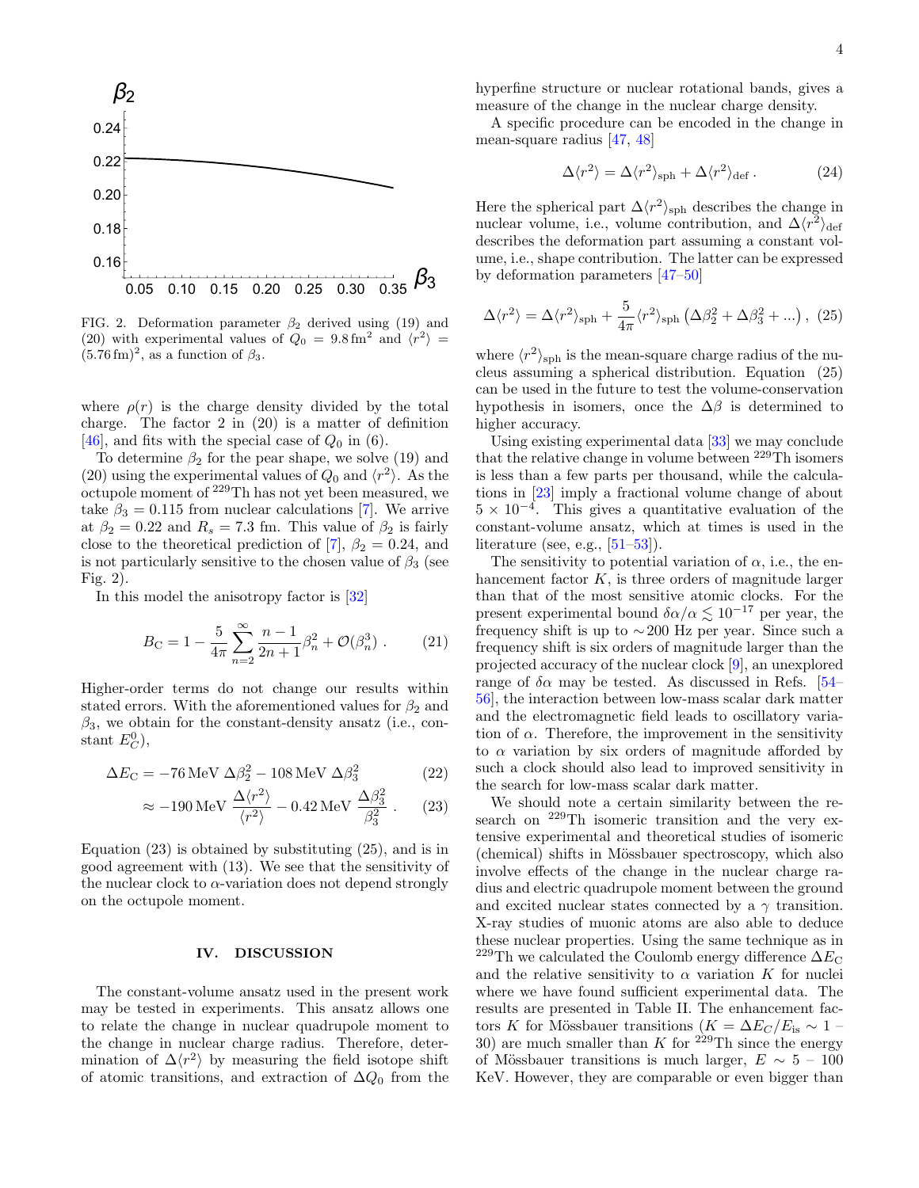FIG. 2. Deformation parameter $\beta_2$ derived using (19) and (20) with experimental values of $Q_0 = 9.8\,\mathrm{fm}^2$ and $\langle r^2 \rangle = (5.76\,\mathrm{fm})^2$, as a function of $\beta_3$.

where $\rho(r)$ is the charge density divided by the total charge. The factor 2 in (20) is a matter of definition [46], and fits with the special case of $Q_0$ in (6).

To determine $\beta_2$ for the pear shape, we solve (19) and (20) using the experimental values of $Q_0$ and $\langle r^2 \rangle$. As the octupole moment of $^{229}$Th has not yet been measured, we take $\beta_3 = 0.115$ from nuclear calculations [7]. We arrive at $\beta_2 = 0.22$ and $R_s = 7.3$ fm. This value of $\beta_2$ is fairly close to the theoretical prediction of [7], $\beta_2 = 0.24$, and is not particularly sensitive to the chosen value of $\beta_3$ (see Fig. 2).

In this model the anisotropy factor is [32]

$$B_\mathrm{C} = 1 - \frac{5}{4\pi} \sum_{n=2}^{\infty} \frac{n-1}{2n+1} \beta_n^2 + \mathcal{O}(\beta_n^3) \,. \tag{21}$$

Higher-order terms do not change our results within stated errors. With the aforementioned values for $\beta_2$ and $\beta_3$, we obtain for the constant-density ansatz (i.e., constant $E_C^0$),

$$\Delta E_\mathrm{C} = -76\,\mathrm{MeV}\;\Delta\beta_2^2 - 108\,\mathrm{MeV}\;\Delta\beta_3^2 \tag{22}$$

$$\approx -190\,\mathrm{MeV}\;\frac{\Delta\langle r^2\rangle}{\langle r^2\rangle} - 0.42\,\mathrm{MeV}\;\frac{\Delta\beta_3^2}{\beta_3^2} \,. \tag{23}$$

Equation (23) is obtained by substituting (25), and is in good agreement with (13). We see that the sensitivity of the nuclear clock to $\alpha$-variation does not depend strongly on the octupole moment.

## IV. DISCUSSION

The constant-volume ansatz used in the present work may be tested in experiments. This ansatz allows one to relate the change in nuclear quadrupole moment to the change in nuclear charge radius. Therefore, determination of $\Delta\langle r^2\rangle$ by measuring the field isotope shift of atomic transitions, and extraction of $\Delta Q_0$ from the hyperfine structure or nuclear rotational bands, gives a measure of the change in the nuclear charge density.

A specific procedure can be encoded in the change in mean-square radius [47, 48]

$$\Delta\langle r^2\rangle = \Delta\langle r^2\rangle_\mathrm{sph} + \Delta\langle r^2\rangle_\mathrm{def} \,. \tag{24}$$

Here the spherical part $\Delta\langle r^2\rangle_\mathrm{sph}$ describes the change in nuclear volume, i.e., volume contribution, and $\Delta\langle r^2\rangle_\mathrm{def}$ describes the deformation part assuming a constant volume, i.e., shape contribution. The latter can be expressed by deformation parameters [47–50]

$$\Delta\langle r^2\rangle = \Delta\langle r^2\rangle_\mathrm{sph} + \frac{5}{4\pi}\langle r^2\rangle_\mathrm{sph}\left(\Delta\beta_2^2 + \Delta\beta_3^2 + ...\right) , \tag{25}$$

where $\langle r^2\rangle_\mathrm{sph}$ is the mean-square charge radius of the nucleus assuming a spherical distribution. Equation (25) can be used in the future to test the volume-conservation hypothesis in isomers, once the $\Delta\beta$ is determined to higher accuracy.

Using existing experimental data [33] we may conclude that the relative change in volume between $^{229}$Th isomers is less than a few parts per thousand, while the calculations in [23] imply a fractional volume change of about $5 \times 10^{-4}$. This gives a quantitative evaluation of the constant-volume ansatz, which at times is used in the literature (see, e.g., [51–53]).

The sensitivity to potential variation of $\alpha$, i.e., the enhancement factor $K$, is three orders of magnitude larger than that of the most sensitive atomic clocks. For the present experimental bound $\delta\alpha/\alpha \lesssim 10^{-17}$ per year, the frequency shift is up to $\sim$200 Hz per year. Since such a frequency shift is six orders of magnitude larger than the projected accuracy of the nuclear clock [9], an unexplored range of $\delta\alpha$ may be tested. As discussed in Refs. [54–56], the interaction between low-mass scalar dark matter and the electromagnetic field leads to oscillatory variation of $\alpha$. Therefore, the improvement in the sensitivity to $\alpha$ variation by six orders of magnitude afforded by such a clock should also lead to improved sensitivity in the search for low-mass scalar dark matter.

We should note a certain similarity between the research on $^{229}$Th isomeric transition and the very extensive experimental and theoretical studies of isomeric (chemical) shifts in Mössbauer spectroscopy, which also involve effects of the change in the nuclear charge radius and electric quadrupole moment between the ground and excited nuclear states connected by a $\gamma$ transition. X-ray studies of muonic atoms are also able to deduce these nuclear properties. Using the same technique as in $^{229}$Th we calculated the Coulomb energy difference $\Delta E_\mathrm{C}$ and the relative sensitivity to $\alpha$ variation $K$ for nuclei where we have found sufficient experimental data. The results are presented in Table II. The enhancement factors $K$ for Mössbauer transitions ($K = \Delta E_C/E_\mathrm{is} \sim 1$ – 30) are much smaller than $K$ for $^{229}$Th since the energy of Mössbauer transitions is much larger, $E \sim 5$ – 100 KeV. However, they are comparable or even bigger than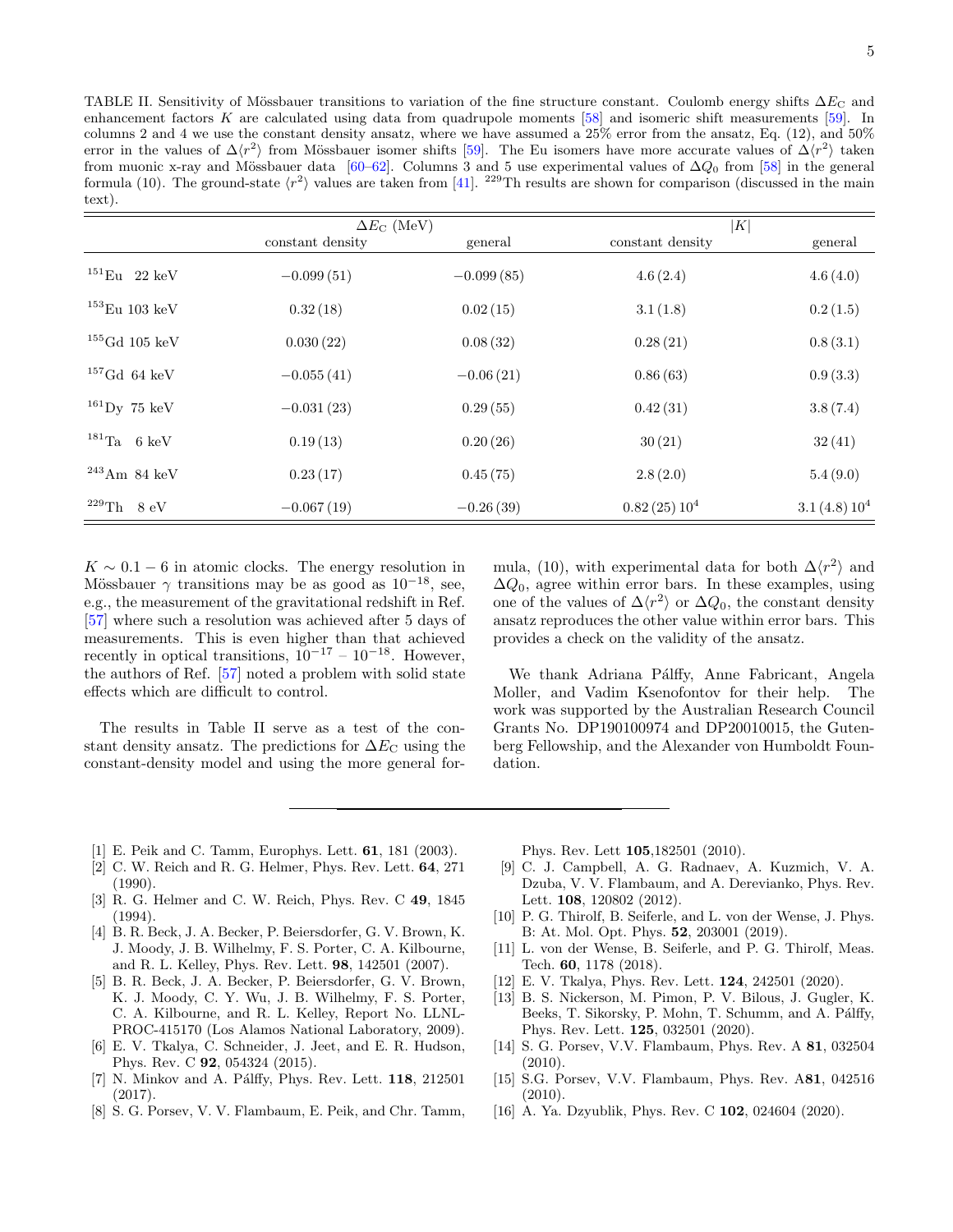TABLE II. Sensitivity of Mössbauer transitions to variation of the fine structure constant. Coulomb energy shifts $\Delta E_{\rm C}$ and enhancement factors $K$ are calculated using data from quadrupole moments [58] and isomeric shift measurements [59]. In columns 2 and 4 we use the constant density ansatz, where we have assumed a 25% error from the ansatz, Eq. (12), and 50% error in the values of $\Delta\langle r^2\rangle$ from Mössbauer isomer shifts [59]. The Eu isomers have more accurate values of $\Delta\langle r^2\rangle$ taken from muonic x-ray and Mössbauer data [60–62]. Columns 3 and 5 use experimental values of $\Delta Q_0$ from [58] in the general formula (10). The ground-state $\langle r^2\rangle$ values are taken from [41]. $^{229}$Th results are shown for comparison (discussed in the main text).

| | $\Delta E_{\rm C}$ (MeV) | | $\lvert K\rvert$ | |
|---|---|---|---|---|
| | constant density | general | constant density | general |
| $^{151}$Eu 22 keV | $-0.099\,(51)$ | $-0.099\,(85)$ | $4.6\,(2.4)$ | $4.6\,(4.0)$ |
| $^{153}$Eu 103 keV | $0.32\,(18)$ | $0.02\,(15)$ | $3.1\,(1.8)$ | $0.2\,(1.5)$ |
| $^{155}$Gd 105 keV | $0.030\,(22)$ | $0.08\,(32)$ | $0.28\,(21)$ | $0.8\,(3.1)$ |
| $^{157}$Gd 64 keV | $-0.055\,(41)$ | $-0.06\,(21)$ | $0.86\,(63)$ | $0.9\,(3.3)$ |
| $^{161}$Dy 75 keV | $-0.031\,(23)$ | $0.29\,(55)$ | $0.42\,(31)$ | $3.8\,(7.4)$ |
| $^{181}$Ta 6 keV | $0.19\,(13)$ | $0.20\,(26)$ | $30\,(21)$ | $32\,(41)$ |
| $^{243}$Am 84 keV | $0.23\,(17)$ | $0.45\,(75)$ | $2.8\,(2.0)$ | $5.4\,(9.0)$ |
| $^{229}$Th 8 eV | $-0.067\,(19)$ | $-0.26\,(39)$ | $0.82\,(25)\,10^4$ | $3.1\,(4.8)\,10^4$ |

$K \sim 0.1-6$ in atomic clocks. The energy resolution in Mössbauer $\gamma$ transitions may be as good as $10^{-18}$, see, e.g., the measurement of the gravitational redshift in Ref. [57] where such a resolution was achieved after 5 days of measurements. This is even higher than that achieved recently in optical transitions, $10^{-17}$ – $10^{-18}$. However, the authors of Ref. [57] noted a problem with solid state effects which are difficult to control.

The results in Table II serve as a test of the constant density ansatz. The predictions for $\Delta E_{\rm C}$ using the constant-density model and using the more general formula, (10), with experimental data for both $\Delta\langle r^2\rangle$ and $\Delta Q_0$, agree within error bars. In these examples, using one of the values of $\Delta\langle r^2\rangle$ or $\Delta Q_0$, the constant density ansatz reproduces the other value within error bars. This provides a check on the validity of the ansatz.

We thank Adriana Pálffy, Anne Fabricant, Angela Moller, and Vadim Ksenofontov for their help. The work was supported by the Australian Research Council Grants No. DP190100974 and DP20010015, the Gutenberg Fellowship, and the Alexander von Humboldt Foundation.

---

[1] E. Peik and C. Tamm, Europhys. Lett. **61**, 181 (2003).

[2] C. W. Reich and R. G. Helmer, Phys. Rev. Lett. **64**, 271 (1990).

[3] R. G. Helmer and C. W. Reich, Phys. Rev. C **49**, 1845 (1994).

[4] B. R. Beck, J. A. Becker, P. Beiersdorfer, G. V. Brown, K. J. Moody, J. B. Wilhelmy, F. S. Porter, C. A. Kilbourne, and R. L. Kelley, Phys. Rev. Lett. **98**, 142501 (2007).

[5] B. R. Beck, J. A. Becker, P. Beiersdorfer, G. V. Brown, K. J. Moody, C. Y. Wu, J. B. Wilhelmy, F. S. Porter, C. A. Kilbourne, and R. L. Kelley, Report No. LLNL-PROC-415170 (Los Alamos National Laboratory, 2009).

[6] E. V. Tkalya, C. Schneider, J. Jeet, and E. R. Hudson, Phys. Rev. C **92**, 054324 (2015).

[7] N. Minkov and A. Pálffy, Phys. Rev. Lett. **118**, 212501 (2017).

[8] S. G. Porsev, V. V. Flambaum, E. Peik, and Chr. Tamm, Phys. Rev. Lett **105**,182501 (2010).

[9] C. J. Campbell, A. G. Radnaev, A. Kuzmich, V. A. Dzuba, V. V. Flambaum, and A. Derevianko, Phys. Rev. Lett. **108**, 120802 (2012).

[10] P. G. Thirolf, B. Seiferle, and L. von der Wense, J. Phys. B: At. Mol. Opt. Phys. **52**, 203001 (2019).

[11] L. von der Wense, B. Seiferle, and P. G. Thirolf, Meas. Tech. **60**, 1178 (2018).

[12] E. V. Tkalya, Phys. Rev. Lett. **124**, 242501 (2020).

[13] B. S. Nickerson, M. Pimon, P. V. Bilous, J. Gugler, K. Beeks, T. Sikorsky, P. Mohn, T. Schumm, and A. Pálffy, Phys. Rev. Lett. **125**, 032501 (2020).

[14] S. G. Porsev, V.V. Flambaum, Phys. Rev. A **81**, 032504 (2010).

[15] S.G. Porsev, V.V. Flambaum, Phys. Rev. A**81**, 042516 (2010).

[16] A. Ya. Dzyublik, Phys. Rev. C **102**, 024604 (2020).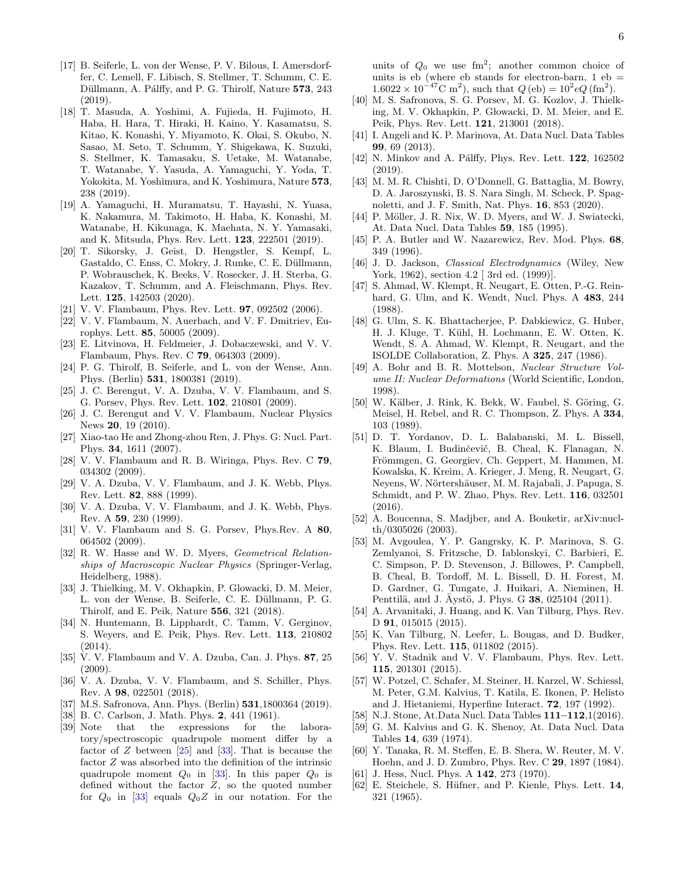[17] B. Seiferle, L. von der Wense, P. V. Bilous, I. Amersdorffer, C. Lemell, F. Libisch, S. Stellmer, T. Schumm, C. E. Düllmann, A. Pálffy, and P. G. Thirolf, Nature **573**, 243 (2019).

[18] T. Masuda, A. Yoshimi, A. Fujieda, H. Fujimoto, H. Haba, H. Hara, T. Hiraki, H. Kaino, Y. Kasamatsu, S. Kitao, K. Konashi, Y. Miyamoto, K. Okai, S. Okubo, N. Sasao, M. Seto, T. Schumm, Y. Shigekawa, K. Suzuki, S. Stellmer, K. Tamasaku, S. Uetake, M. Watanabe, T. Watanabe, Y. Yasuda, A. Yamaguchi, Y. Yoda, T. Yokokita, M. Yoshimura, and K. Yoshimura, Nature **573**, 238 (2019).

[19] A. Yamaguchi, H. Muramatsu, T. Hayashi, N. Yuasa, K. Nakamura, M. Takimoto, H. Haba, K. Konashi, M. Watanabe, H. Kikunaga, K. Maehata, N. Y. Yamasaki, and K. Mitsuda, Phys. Rev. Lett. **123**, 222501 (2019).

[20] T. Sikorsky, J. Geist, D. Hengstler, S. Kempf, L. Gastaldo, C. Enss, C. Mokry, J. Runke, C. E. Düllmann, P. Wobrauschek, K. Beeks, V. Rosecker, J. H. Sterba, G. Kazakov, T. Schumm, and A. Fleischmann, Phys. Rev. Lett. **125**, 142503 (2020).

[21] V. V. Flambaum, Phys. Rev. Lett. **97**, 092502 (2006).

[22] V. V. Flambaum, N. Auerbach, and V. F. Dmitriev, Europhys. Lett. **85**, 50005 (2009).

[23] E. Litvinova, H. Feldmeier, J. Dobaczewski, and V. V. Flambaum, Phys. Rev. C **79**, 064303 (2009).

[24] P. G. Thirolf, B. Seiferle, and L. von der Wense, Ann. Phys. (Berlin) **531**, 1800381 (2019).

[25] J. C. Berengut, V. A. Dzuba, V. V. Flambaum, and S. G. Porsev, Phys. Rev. Lett. **102**, 210801 (2009).

[26] J. C. Berengut and V. V. Flambaum, Nuclear Physics News **20**, 19 (2010).

[27] Xiao-tao He and Zhong-zhou Ren, J. Phys. G: Nucl. Part. Phys. **34**, 1611 (2007).

[28] V. V. Flambaum and R. B. Wiringa, Phys. Rev. C **79**, 034302 (2009).

[29] V. A. Dzuba, V. V. Flambaum, and J. K. Webb, Phys. Rev. Lett. **82**, 888 (1999).

[30] V. A. Dzuba, V. V. Flambaum, and J. K. Webb, Phys. Rev. A **59**, 230 (1999).

[31] V. V. Flambaum and S. G. Porsev, Phys.Rev. A **80**, 064502 (2009).

[32] R. W. Hasse and W. D. Myers, *Geometrical Relationships of Macroscopic Nuclear Physics* (Springer-Verlag, Heidelberg, 1988).

[33] J. Thielking, M. V. Okhapkin, P. Glowacki, D. M. Meier, L. von der Wense, B. Seiferle, C. E. Düllmann, P. G. Thirolf, and E. Peik, Nature **556**, 321 (2018).

[34] N. Huntemann, B. Lipphardt, C. Tamm, V. Gerginov, S. Weyers, and E. Peik, Phys. Rev. Lett. **113**, 210802 (2014).

[35] V. V. Flambaum and V. A. Dzuba, Can. J. Phys. **87**, 25 (2009).

[36] V. A. Dzuba, V. V. Flambaum, and S. Schiller, Phys. Rev. A **98**, 022501 (2018).

[37] M.S. Safronova, Ann. Phys. (Berlin) **531**,1800364 (2019).

[38] B. C. Carlson, J. Math. Phys. **2**, 441 (1961).

[39] Note that the expressions for the laboratory/spectroscopic quadrupole moment differ by a factor of $Z$ between [25] and [33]. That is because the factor $Z$ was absorbed into the definition of the intrinsic quadrupole moment $Q_0$ in [33]. In this paper $Q_0$ is defined without the factor $Z$, so the quoted number for $Q_0$ in [33] equals $Q_0 Z$ in our notation. For the units of $Q_0$ we use fm$^2$; another common choice of units is eb (where eb stands for electron-barn, 1 eb = $1.6022 \times 10^{-47}$C m$^2$), such that $Q\,(\text{eb}) = 10^2 eQ\,(\text{fm}^2)$.

[40] M. S. Safronova, S. G. Porsev, M. G. Kozlov, J. Thielking, M. V. Okhapkin, P. Głowacki, D. M. Meier, and E. Peik, Phys. Rev. Lett. **121**, 213001 (2018).

[41] I. Angeli and K. P. Marinova, At. Data Nucl. Data Tables **99**, 69 (2013).

[42] N. Minkov and A. Pálffy, Phys. Rev. Lett. **122**, 162502 (2019).

[43] M. M. R. Chishti, D. O'Donnell, G. Battaglia, M. Bowry, D. A. Jaroszynski, B. S. Nara Singh, M. Scheck, P. Spagnoletti, and J. F. Smith, Nat. Phys. **16**, 853 (2020).

[44] P. Möller, J. R. Nix, W. D. Myers, and W. J. Swiatecki, At. Data Nucl. Data Tables **59**, 185 (1995).

[45] P. A. Butler and W. Nazarewicz, Rev. Mod. Phys. **68**, 349 (1996).

[46] J. D. Jackson, *Classical Electrodynamics* (Wiley, New York, 1962), section 4.2 [ 3rd ed. (1999)].

[47] S. Ahmad, W. Klempt, R. Neugart, E. Otten, P.-G. Reinhard, G. Ulm, and K. Wendt, Nucl. Phys. A **483**, 244 (1988).

[48] G. Ulm, S. K. Bhattacherjee, P. Dabkiewicz, G. Huber, H. J. Kluge, T. Kühl, H. Lochmann, E. W. Otten, K. Wendt, S. A. Ahmad, W. Klempt, R. Neugart, and the ISOLDE Collaboration, Z. Phys. A **325**, 247 (1986).

[49] A. Bohr and B. R. Mottelson, *Nuclear Structure Volume II: Nuclear Deformations* (World Scientific, London, 1998).

[50] W. Kälber, J. Rink, K. Bekk, W. Faubel, S. Göring, G. Meisel, H. Rebel, and R. C. Thompson, Z. Phys. A **334**, 103 (1989).

[51] D. T. Yordanov, D. L. Balabanski, M. L. Bissell, K. Blaum, I. Budinčević, B. Cheal, K. Flanagan, N. Frömmgen, G. Georgiev, Ch. Geppert, M. Hammen, M. Kowalska, K. Kreim, A. Krieger, J. Meng, R. Neugart, G. Neyens, W. Nörtershäuser, M. M. Rajabali, J. Papuga, S. Schmidt, and P. W. Zhao, Phys. Rev. Lett. **116**, 032501 (2016).

[52] A. Boucenna, S. Madjber, and A. Bouketir, arXiv:nucl-th/0305026 (2003).

[53] M. Avgoulea, Y. P. Gangrsky, K. P. Marinova, S. G. Zemlyanoi, S. Fritzsche, D. Iablonskyi, C. Barbieri, E. C. Simpson, P. D. Stevenson, J. Billowes, P. Campbell, B. Cheal, B. Tordoff, M. L. Bissell, D. H. Forest, M. D. Gardner, G. Tungate, J. Huikari, A. Nieminen, H. Penttilä, and J. Äystö, J. Phys. G **38**, 025104 (2011).

[54] A. Arvanitaki, J. Huang, and K. Van Tilburg, Phys. Rev. D **91**, 015015 (2015).

[55] K. Van Tilburg, N. Leefer, L. Bougas, and D. Budker, Phys. Rev. Lett. **115**, 011802 (2015).

[56] Y. V. Stadnik and V. V. Flambaum, Phys. Rev. Lett. **115**, 201301 (2015).

[57] W. Potzel, C. Schafer, M. Steiner, H. Karzel, W. Schiessl, M. Peter, G.M. Kalvius, T. Katila, E. Ikonen, P. Helisto and J. Hietaniemi, Hyperfine Interact. **72**, 197 (1992).

[58] N.J. Stone, At.Data Nucl. Data Tables **111–112**,1(2016).

[59] G. M. Kalvius and G. K. Shenoy, At. Data Nucl. Data Tables **14**, 639 (1974).

[60] Y. Tanaka, R. M. Steffen, E. B. Shera, W. Reuter, M. V. Hoehn, and J. D. Zumbro, Phys. Rev. C **29**, 1897 (1984).

[61] J. Hess, Nucl. Phys. A **142**, 273 (1970).

[62] E. Steichele, S. Hüfner, and P. Kienle, Phys. Lett. **14**, 321 (1965).